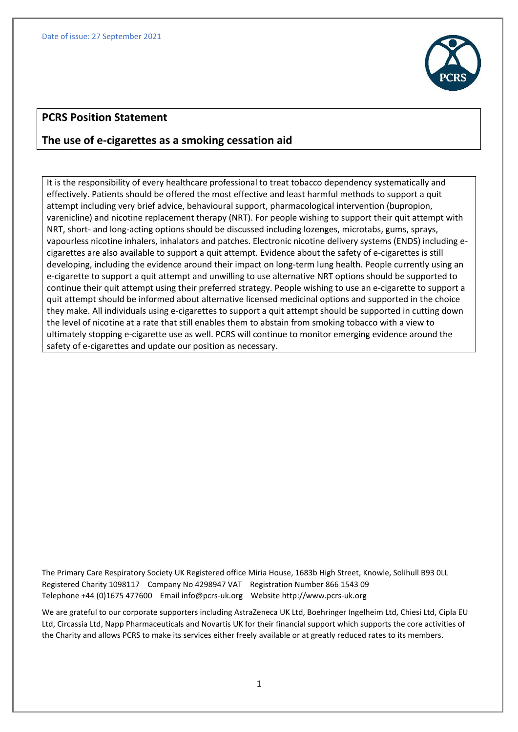Date of issue: 27 September 2021

## PCRS Position Statement

## The use of e-cigarettes as a smoking cessation aid

It is the responsibility of every healthcare professional to treat tobacco dependency systematically and effectively. Patients should be offered the most effective and least harmful methods to support a quit attempt including very brief advice, behavioural support, pharmacological intervention (bupropion, varenicline) and nicotine replacement therapy (NRT). For people wishing to support their quit attempt with NRT, short- and long-acting options should be discussed including lozenges, microtabs, gums, sprays, vapourless nicotine inhalers, inhalators and patches. Electronic nicotine delivery systems (ENDS) including e-cigarettes are also available to support a quit attempt. Evidence about the safety of e-cigarettes is still developing, including the evidence around their impact on long-term lung health. People currently using an e-cigarette to support a quit attempt and unwilling to use alternative NRT options should be supported to continue their quit attempt using their preferred strategy. People wishing to use an e-cigarette to support a quit attempt should be informed about alternative licensed medicinal options and supported in the choice they make. All individuals using e-cigarettes to support a quit attempt should be supported in cutting down the level of nicotine at a rate that still enables them to abstain from smoking tobacco with a view to ultimately stopping e-cigarette use as well. PCRS will continue to monitor emerging evidence around the safety of e-cigarettes and update our position as necessary.

The Primary Care Respiratory Society UK Registered office Miria House, 1683b High Street, Knowle, Solihull B93 0LL
Registered Charity 1098117 Company No 4298947 VAT Registration Number 866 1543 09
Telephone +44 (0)1675 477600 Email info@pcrs-uk.org Website http://www.pcrs-uk.org

We are grateful to our corporate supporters including AstraZeneca UK Ltd, Boehringer Ingelheim Ltd, Chiesi Ltd, Cipla EU Ltd, Circassia Ltd, Napp Pharmaceuticals and Novartis UK for their financial support which supports the core activities of the Charity and allows PCRS to make its services either freely available or at greatly reduced rates to its members.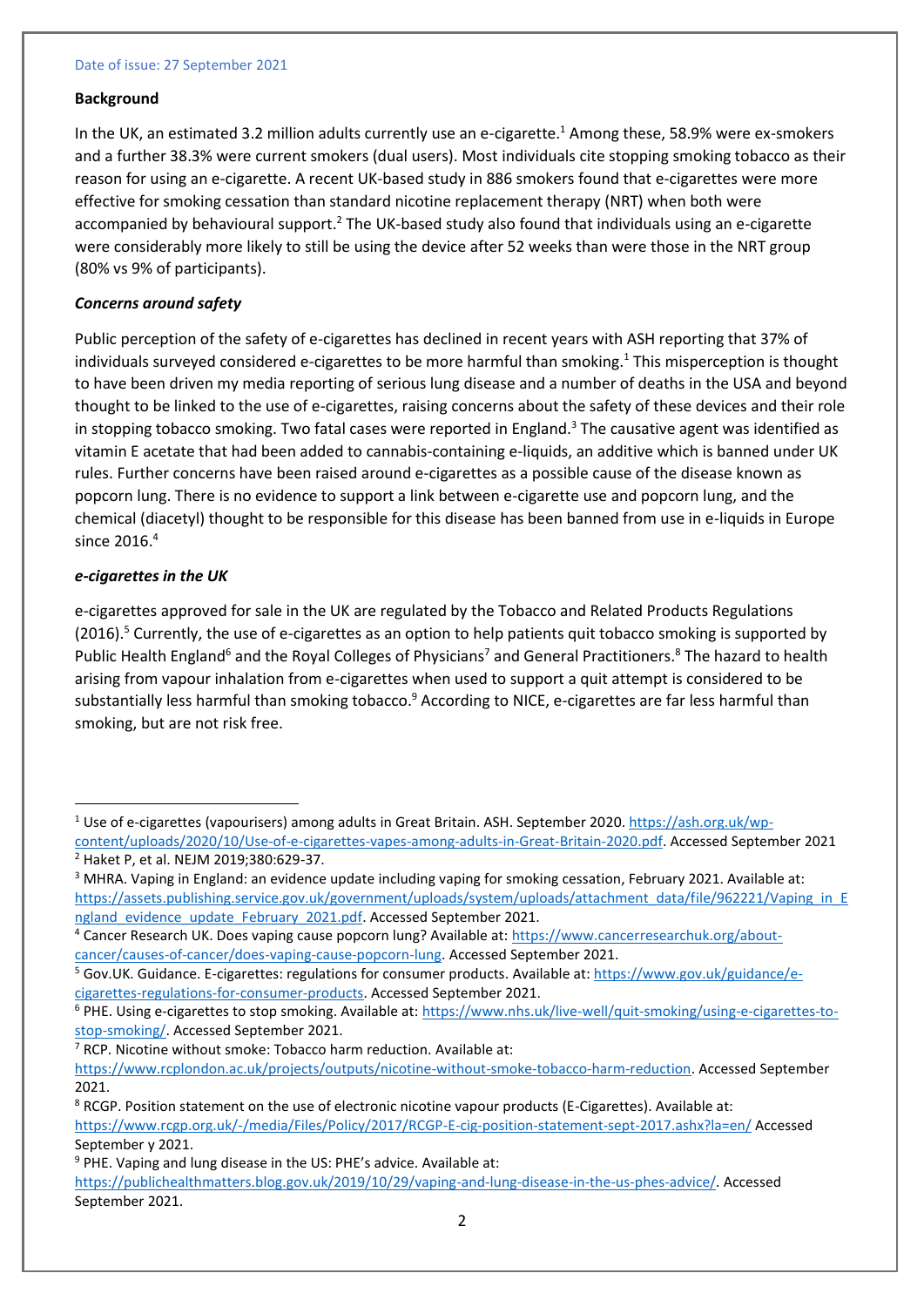Date of issue: 27 September 2021

**Background**

In the UK, an estimated 3.2 million adults currently use an e-cigarette.[1] Among these, 58.9% were ex-smokers and a further 38.3% were current smokers (dual users). Most individuals cite stopping smoking tobacco as their reason for using an e-cigarette. A recent UK-based study in 886 smokers found that e-cigarettes were more effective for smoking cessation than standard nicotine replacement therapy (NRT) when both were accompanied by behavioural support.[2] The UK-based study also found that individuals using an e-cigarette were considerably more likely to still be using the device after 52 weeks than were those in the NRT group (80% vs 9% of participants).

***Concerns around safety***

Public perception of the safety of e-cigarettes has declined in recent years with ASH reporting that 37% of individuals surveyed considered e-cigarettes to be more harmful than smoking.[1] This misperception is thought to have been driven my media reporting of serious lung disease and a number of deaths in the USA and beyond thought to be linked to the use of e-cigarettes, raising concerns about the safety of these devices and their role in stopping tobacco smoking. Two fatal cases were reported in England.[3] The causative agent was identified as vitamin E acetate that had been added to cannabis-containing e-liquids, an additive which is banned under UK rules. Further concerns have been raised around e-cigarettes as a possible cause of the disease known as popcorn lung. There is no evidence to support a link between e-cigarette use and popcorn lung, and the chemical (diacetyl) thought to be responsible for this disease has been banned from use in e-liquids in Europe since 2016.[4]

***e-cigarettes in the UK***

e-cigarettes approved for sale in the UK are regulated by the Tobacco and Related Products Regulations (2016).[5] Currently, the use of e-cigarettes as an option to help patients quit tobacco smoking is supported by Public Health England[6] and the Royal Colleges of Physicians[7] and General Practitioners.[8] The hazard to health arising from vapour inhalation from e-cigarettes when used to support a quit attempt is considered to be substantially less harmful than smoking tobacco.[9] According to NICE, e-cigarettes are far less harmful than smoking, but are not risk free.

---

[1] Use of e-cigarettes (vapourisers) among adults in Great Britain. ASH. September 2020. https://ash.org.uk/wp-content/uploads/2020/10/Use-of-e-cigarettes-vapes-among-adults-in-Great-Britain-2020.pdf. Accessed September 2021

[2] Haket P, et al. NEJM 2019;380:629-37.

[3] MHRA. Vaping in England: an evidence update including vaping for smoking cessation, February 2021. Available at: https://assets.publishing.service.gov.uk/government/uploads/system/uploads/attachment_data/file/962221/Vaping_in_England_evidence_update_February_2021.pdf. Accessed September 2021.

[4] Cancer Research UK. Does vaping cause popcorn lung? Available at: https://www.cancerresearchuk.org/about-cancer/causes-of-cancer/does-vaping-cause-popcorn-lung. Accessed September 2021.

[5] Gov.UK. Guidance. E-cigarettes: regulations for consumer products. Available at: https://www.gov.uk/guidance/e-cigarettes-regulations-for-consumer-products. Accessed September 2021.

[6] PHE. Using e-cigarettes to stop smoking. Available at: https://www.nhs.uk/live-well/quit-smoking/using-e-cigarettes-to-stop-smoking/. Accessed September 2021.

[7] RCP. Nicotine without smoke: Tobacco harm reduction. Available at: https://www.rcplondon.ac.uk/projects/outputs/nicotine-without-smoke-tobacco-harm-reduction. Accessed September 2021.

[8] RCGP. Position statement on the use of electronic nicotine vapour products (E-Cigarettes). Available at: https://www.rcgp.org.uk/-/media/Files/Policy/2017/RCGP-E-cig-position-statement-sept-2017.ashx?la=en/ Accessed September y 2021.

[9] PHE. Vaping and lung disease in the US: PHE's advice. Available at: https://publichealthmatters.blog.gov.uk/2019/10/29/vaping-and-lung-disease-in-the-us-phes-advice/. Accessed September 2021.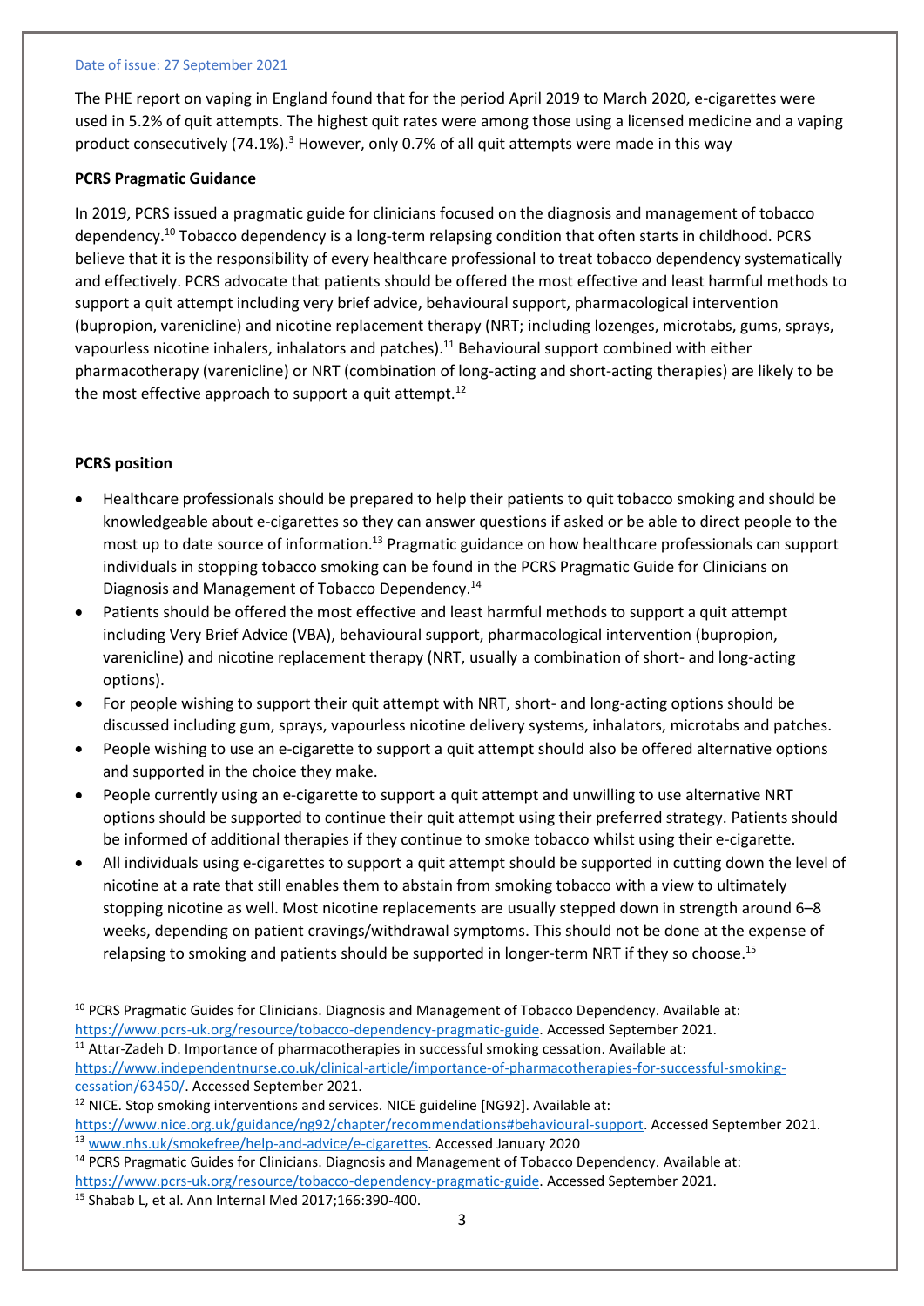Date of issue: 27 September 2021

The PHE report on vaping in England found that for the period April 2019 to March 2020, e-cigarettes were used in 5.2% of quit attempts. The highest quit rates were among those using a licensed medicine and a vaping product consecutively (74.1%).[3] However, only 0.7% of all quit attempts were made in this way

**PCRS Pragmatic Guidance**

In 2019, PCRS issued a pragmatic guide for clinicians focused on the diagnosis and management of tobacco dependency.[10] Tobacco dependency is a long-term relapsing condition that often starts in childhood. PCRS believe that it is the responsibility of every healthcare professional to treat tobacco dependency systematically and effectively. PCRS advocate that patients should be offered the most effective and least harmful methods to support a quit attempt including very brief advice, behavioural support, pharmacological intervention (bupropion, varenicline) and nicotine replacement therapy (NRT; including lozenges, microtabs, gums, sprays, vapourless nicotine inhalers, inhalators and patches).[11] Behavioural support combined with either pharmacotherapy (varenicline) or NRT (combination of long-acting and short-acting therapies) are likely to be the most effective approach to support a quit attempt.[12]

**PCRS position**

- Healthcare professionals should be prepared to help their patients to quit tobacco smoking and should be knowledgeable about e-cigarettes so they can answer questions if asked or be able to direct people to the most up to date source of information.[13] Pragmatic guidance on how healthcare professionals can support individuals in stopping tobacco smoking can be found in the PCRS Pragmatic Guide for Clinicians on Diagnosis and Management of Tobacco Dependency.[14]
- Patients should be offered the most effective and least harmful methods to support a quit attempt including Very Brief Advice (VBA), behavioural support, pharmacological intervention (bupropion, varenicline) and nicotine replacement therapy (NRT, usually a combination of short- and long-acting options).
- For people wishing to support their quit attempt with NRT, short- and long-acting options should be discussed including gum, sprays, vapourless nicotine delivery systems, inhalators, microtabs and patches.
- People wishing to use an e-cigarette to support a quit attempt should also be offered alternative options and supported in the choice they make.
- People currently using an e-cigarette to support a quit attempt and unwilling to use alternative NRT options should be supported to continue their quit attempt using their preferred strategy. Patients should be informed of additional therapies if they continue to smoke tobacco whilst using their e-cigarette.
- All individuals using e-cigarettes to support a quit attempt should be supported in cutting down the level of nicotine at a rate that still enables them to abstain from smoking tobacco with a view to ultimately stopping nicotine as well. Most nicotine replacements are usually stepped down in strength around 6–8 weeks, depending on patient cravings/withdrawal symptoms. This should not be done at the expense of relapsing to smoking and patients should be supported in longer-term NRT if they so choose.[15]

---

[10] PCRS Pragmatic Guides for Clinicians. Diagnosis and Management of Tobacco Dependency. Available at: https://www.pcrs-uk.org/resource/tobacco-dependency-pragmatic-guide. Accessed September 2021.

[11] Attar-Zadeh D. Importance of pharmacotherapies in successful smoking cessation. Available at: https://www.independentnurse.co.uk/clinical-article/importance-of-pharmacotherapies-for-successful-smoking-cessation/63450/. Accessed September 2021.

[12] NICE. Stop smoking interventions and services. NICE guideline [NG92]. Available at: https://www.nice.org.uk/guidance/ng92/chapter/recommendations#behavioural-support. Accessed September 2021.

[13] www.nhs.uk/smokefree/help-and-advice/e-cigarettes. Accessed January 2020

[14] PCRS Pragmatic Guides for Clinicians. Diagnosis and Management of Tobacco Dependency. Available at: https://www.pcrs-uk.org/resource/tobacco-dependency-pragmatic-guide. Accessed September 2021.

[15] Shabab L, et al. Ann Internal Med 2017;166:390-400.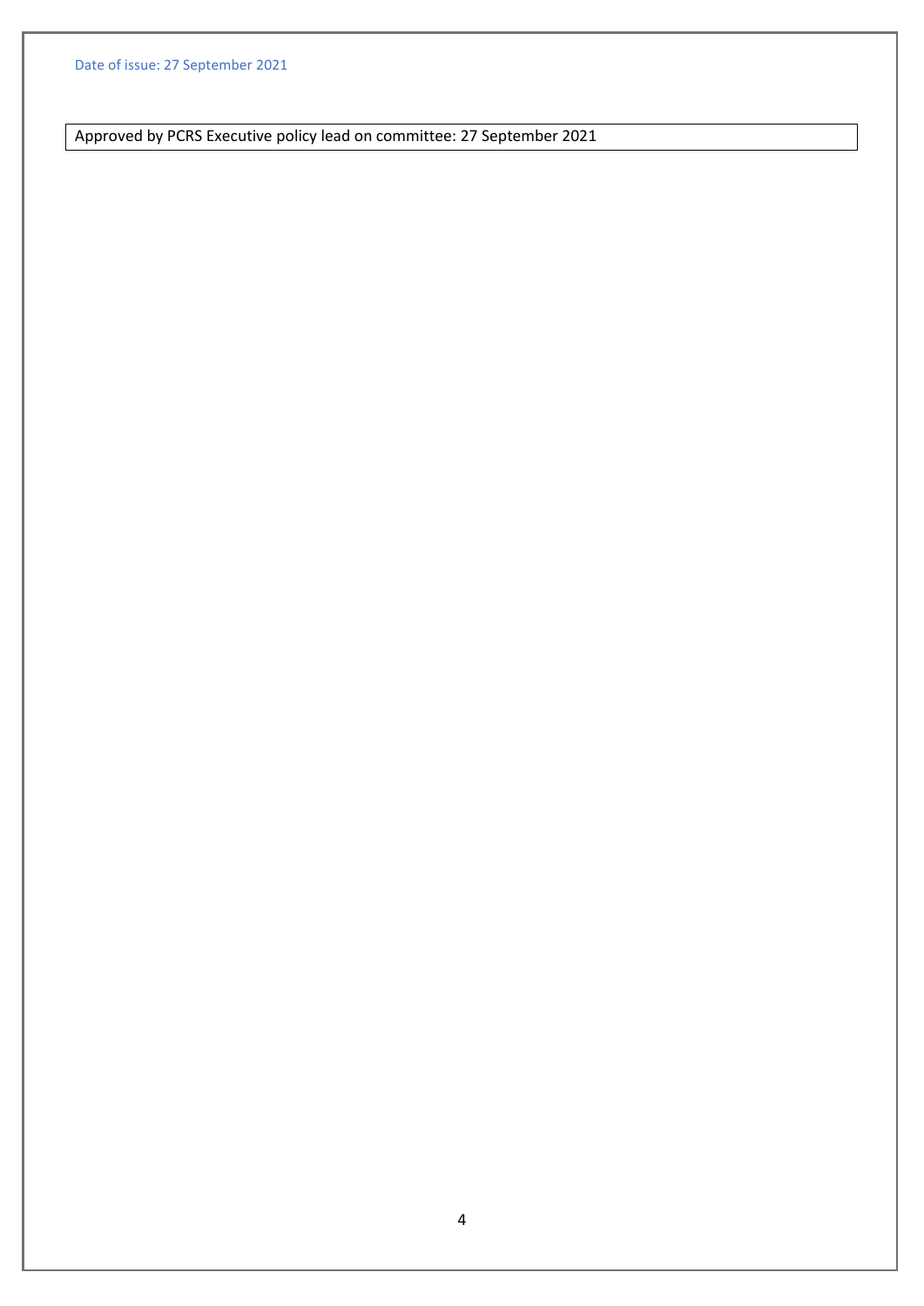Date of issue: 27 September 2021

| |
|---|
| Approved by PCRS Executive policy lead on committee: 27 September 2021 |